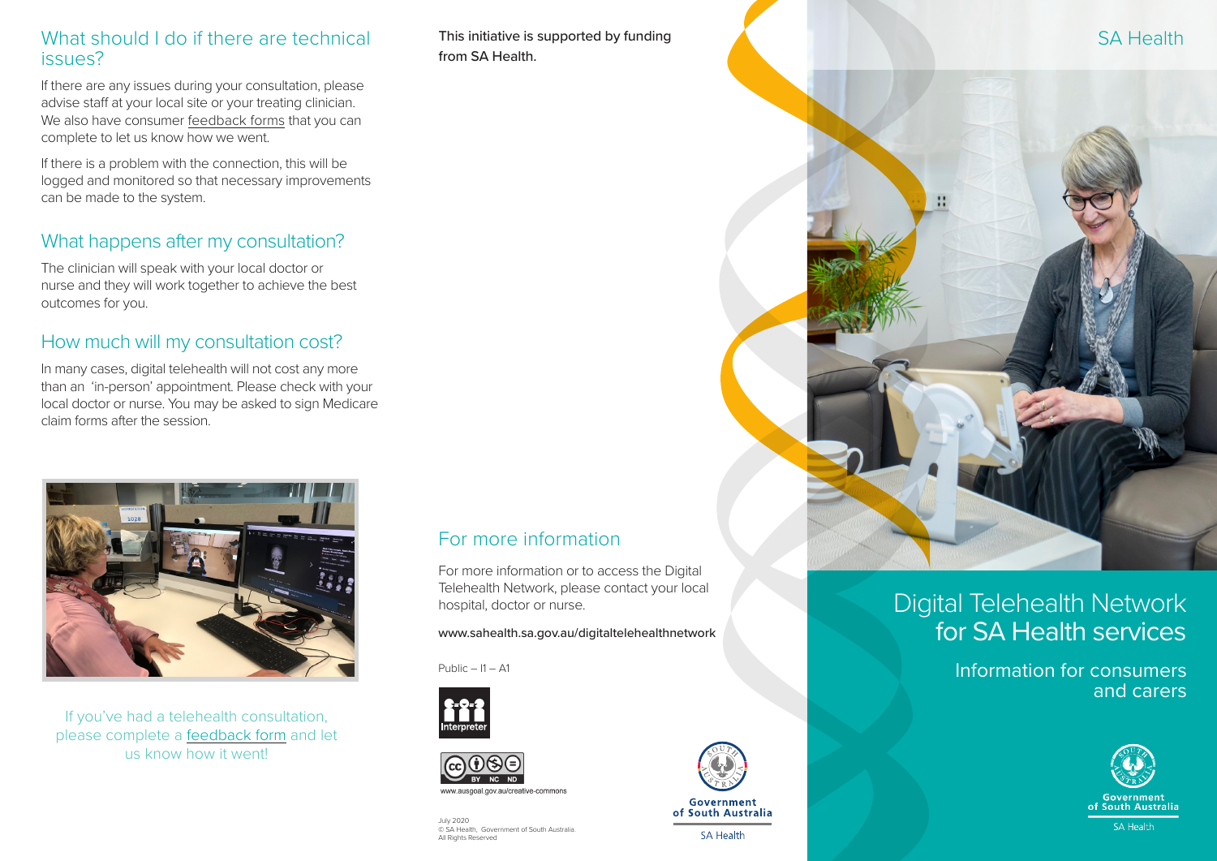## What should I do if there are technical issues?

If there are any issues during your consultation, please advise staff at your local site or your treating clinician. We also have consumer feedback forms that you can complete to let us know how we went.

If there is a problem with the connection, this will be logged and monitored so that necessary improvements can be made to the system.

## What happens after my consultation?

The clinician will speak with your local doctor or nurse and they will work together to achieve the best outcomes for you.

## How much will my consultation cost?

In many cases, digital telehealth will not cost any more than an 'in-person' appointment. Please check with your local doctor or nurse. You may be asked to sign Medicare claim forms after the session.

If you've had a telehealth consultation, please complete a feedback form and let us know how it went!

This initiative is supported by funding from SA Health.

## For more information

For more information or to access the Digital Telehealth Network, please contact your local hospital, doctor or nurse.

www.sahealth.sa.gov.au/digitaltelehealthnetwork

Public – I1 – A1

Interpreter

www.ausgoal.gov.au/creative-commons

July 2020
© SA Health, Government of South Australia.
All Rights Reserved

Government of South Australia
SA Health

SA Health

# Digital Telehealth Network for SA Health services

Information for consumers and carers

Government of South Australia
SA Health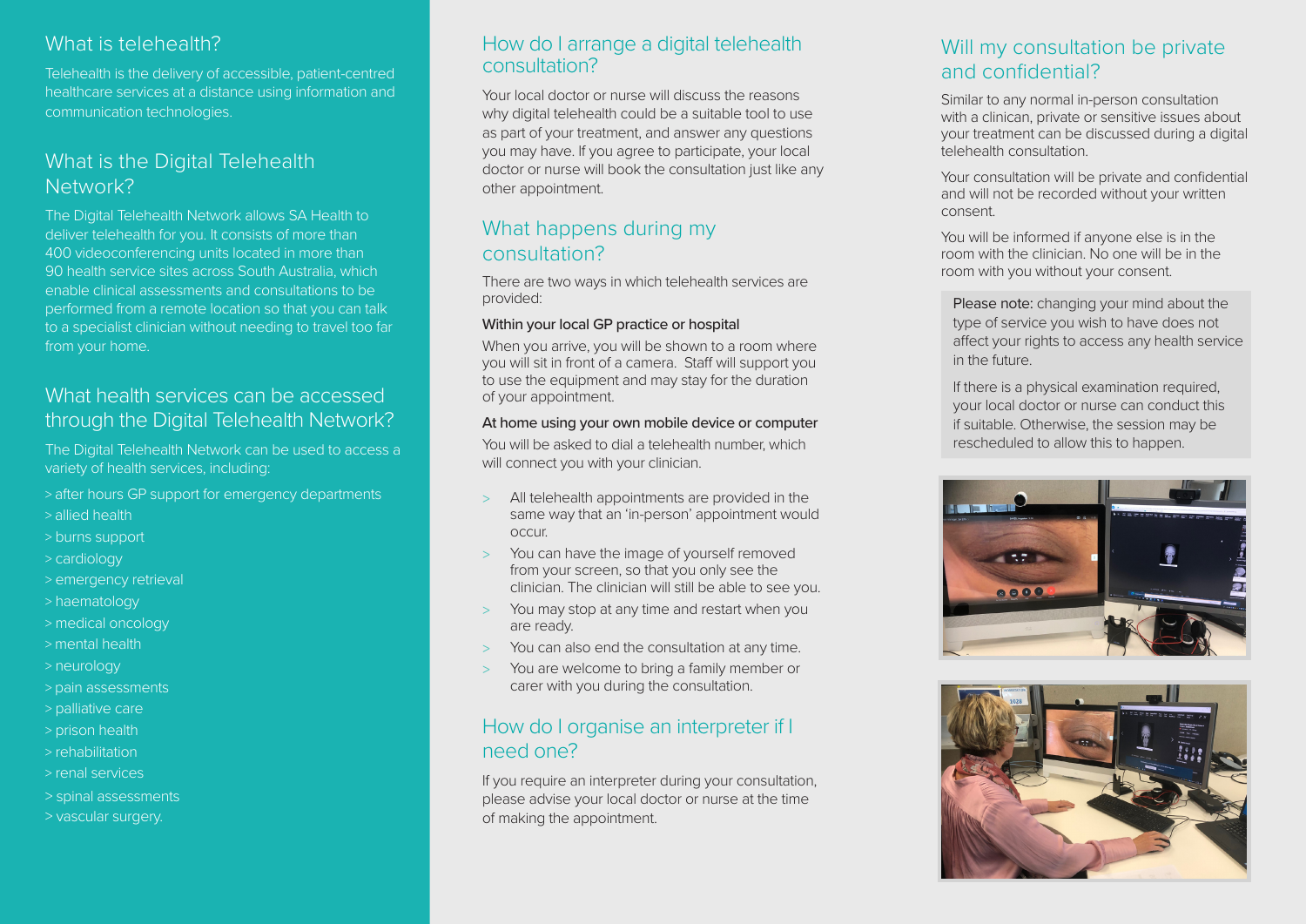## What is telehealth?

Telehealth is the delivery of accessible, patient-centred healthcare services at a distance using information and communication technologies.

## What is the Digital Telehealth Network?

The Digital Telehealth Network allows SA Health to deliver telehealth for you. It consists of more than 400 videoconferencing units located in more than 90 health service sites across South Australia, which enable clinical assessments and consultations to be performed from a remote location so that you can talk to a specialist clinician without needing to travel too far from your home.

## What health services can be accessed through the Digital Telehealth Network?

The Digital Telehealth Network can be used to access a variety of health services, including:

> after hours GP support for emergency departments
> allied health
> burns support
> cardiology
> emergency retrieval
> haematology
> medical oncology
> mental health
> neurology
> pain assessments
> palliative care
> prison health
> rehabilitation
> renal services
> spinal assessments
> vascular surgery.

## How do I arrange a digital telehealth consultation?

Your local doctor or nurse will discuss the reasons why digital telehealth could be a suitable tool to use as part of your treatment, and answer any questions you may have. If you agree to participate, your local doctor or nurse will book the consultation just like any other appointment.

## What happens during my consultation?

There are two ways in which telehealth services are provided:

**Within your local GP practice or hospital**

When you arrive, you will be shown to a room where you will sit in front of a camera. Staff will support you to use the equipment and may stay for the duration of your appointment.

**At home using your own mobile device or computer**

You will be asked to dial a telehealth number, which will connect you with your clinician.

> All telehealth appointments are provided in the same way that an 'in-person' appointment would occur.
> You can have the image of yourself removed from your screen, so that you only see the clinician. The clinician will still be able to see you.
> You may stop at any time and restart when you are ready.
> You can also end the consultation at any time.
> You are welcome to bring a family member or carer with you during the consultation.

## How do I organise an interpreter if I need one?

If you require an interpreter during your consultation, please advise your local doctor or nurse at the time of making the appointment.

## Will my consultation be private and confidential?

Similar to any normal in-person consultation with a clinican, private or sensitive issues about your treatment can be discussed during a digital telehealth consultation.

Your consultation will be private and confidential and will not be recorded without your written consent.

You will be informed if anyone else is in the room with the clinician. No one will be in the room with you without your consent.

**Please note:** changing your mind about the type of service you wish to have does not affect your rights to access any health service in the future.

If there is a physical examination required, your local doctor or nurse can conduct this if suitable. Otherwise, the session may be rescheduled to allow this to happen.